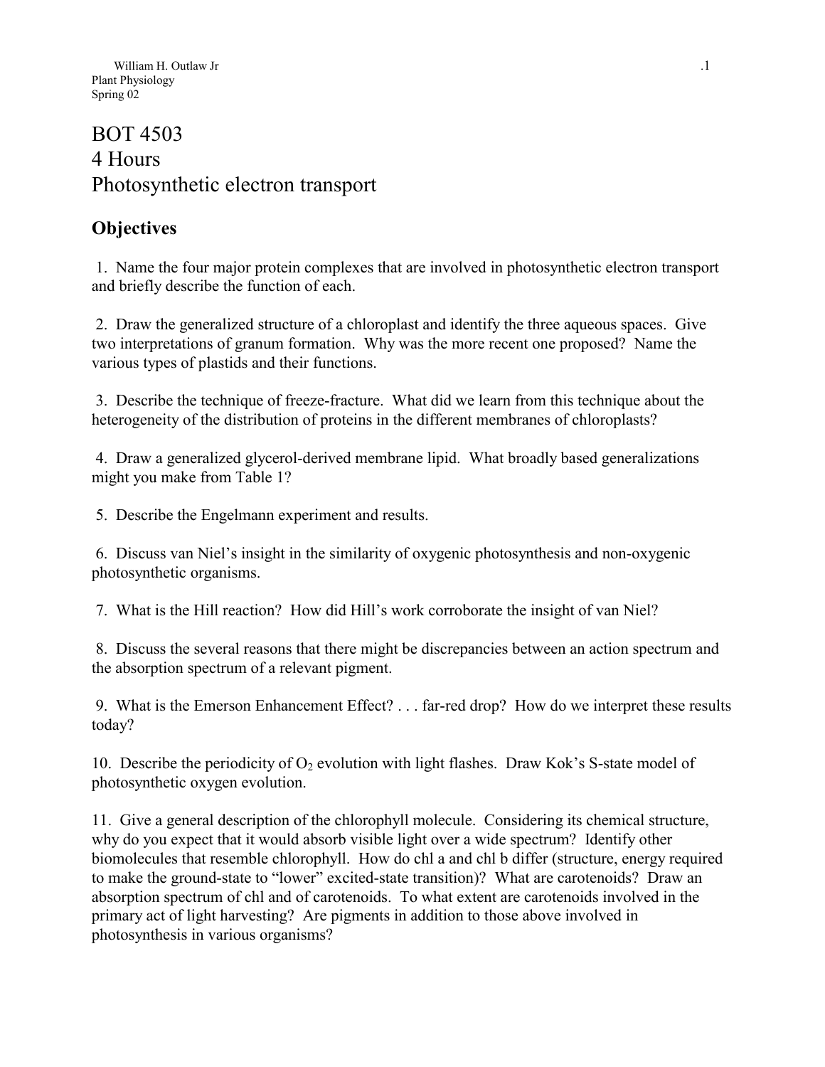William H. Outlaw Jr
Plant Physiology
Spring 02

# BOT 4503
# 4 Hours
# Photosynthetic electron transport

## Objectives

1. Name the four major protein complexes that are involved in photosynthetic electron transport and briefly describe the function of each.

2. Draw the generalized structure of a chloroplast and identify the three aqueous spaces. Give two interpretations of granum formation. Why was the more recent one proposed? Name the various types of plastids and their functions.

3. Describe the technique of freeze-fracture. What did we learn from this technique about the heterogeneity of the distribution of proteins in the different membranes of chloroplasts?

4. Draw a generalized glycerol-derived membrane lipid. What broadly based generalizations might you make from Table 1?

5. Describe the Engelmann experiment and results.

6. Discuss van Niel's insight in the similarity of oxygenic photosynthesis and non-oxygenic photosynthetic organisms.

7. What is the Hill reaction? How did Hill's work corroborate the insight of van Niel?

8. Discuss the several reasons that there might be discrepancies between an action spectrum and the absorption spectrum of a relevant pigment.

9. What is the Emerson Enhancement Effect? . . . far-red drop? How do we interpret these results today?

10. Describe the periodicity of $O_2$ evolution with light flashes. Draw Kok's S-state model of photosynthetic oxygen evolution.

11. Give a general description of the chlorophyll molecule. Considering its chemical structure, why do you expect that it would absorb visible light over a wide spectrum? Identify other biomolecules that resemble chlorophyll. How do chl a and chl b differ (structure, energy required to make the ground-state to "lower" excited-state transition)? What are carotenoids? Draw an absorption spectrum of chl and of carotenoids. To what extent are carotenoids involved in the primary act of light harvesting? Are pigments in addition to those above involved in photosynthesis in various organisms?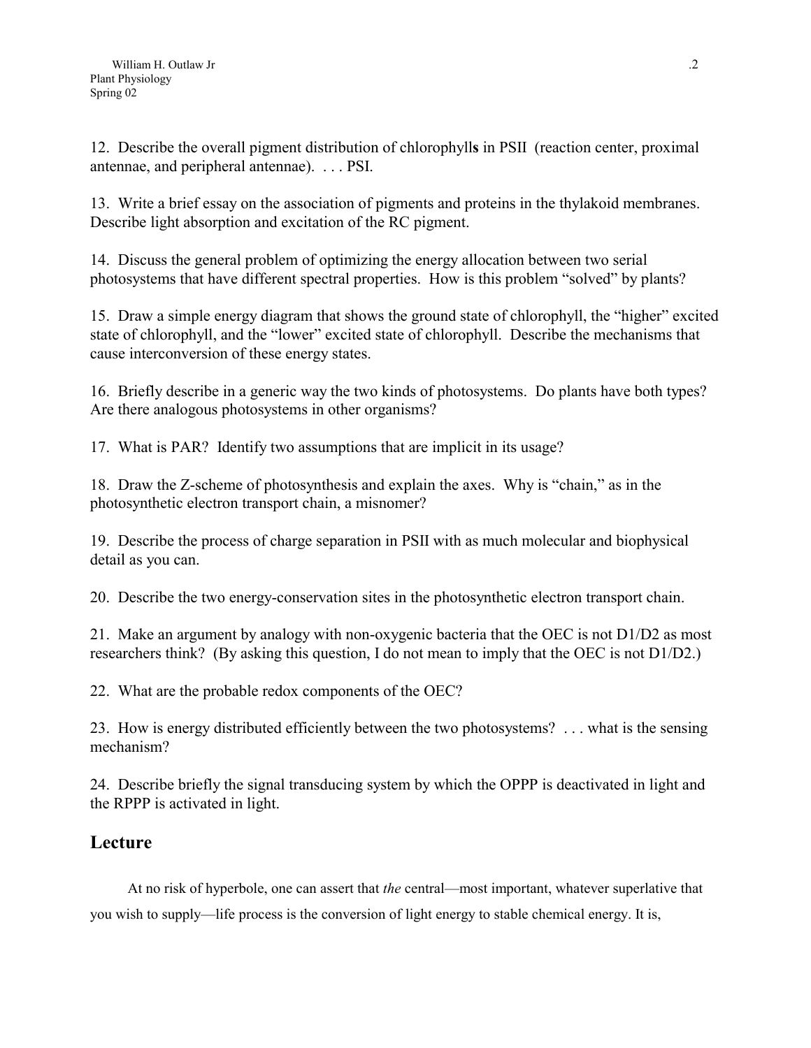12. Describe the overall pigment distribution of chlorophyll**s** in PSII (reaction center, proximal antennae, and peripheral antennae). . . . PSI.

13. Write a brief essay on the association of pigments and proteins in the thylakoid membranes. Describe light absorption and excitation of the RC pigment.

14. Discuss the general problem of optimizing the energy allocation between two serial photosystems that have different spectral properties. How is this problem "solved" by plants?

15. Draw a simple energy diagram that shows the ground state of chlorophyll, the "higher" excited state of chlorophyll, and the "lower" excited state of chlorophyll. Describe the mechanisms that cause interconversion of these energy states.

16. Briefly describe in a generic way the two kinds of photosystems. Do plants have both types? Are there analogous photosystems in other organisms?

17. What is PAR? Identify two assumptions that are implicit in its usage?

18. Draw the Z-scheme of photosynthesis and explain the axes. Why is "chain," as in the photosynthetic electron transport chain, a misnomer?

19. Describe the process of charge separation in PSII with as much molecular and biophysical detail as you can.

20. Describe the two energy-conservation sites in the photosynthetic electron transport chain.

21. Make an argument by analogy with non-oxygenic bacteria that the OEC is not D1/D2 as most researchers think? (By asking this question, I do not mean to imply that the OEC is not D1/D2.)

22. What are the probable redox components of the OEC?

23. How is energy distributed efficiently between the two photosystems? . . . what is the sensing mechanism?

24. Describe briefly the signal transducing system by which the OPPP is deactivated in light and the RPPP is activated in light.

## Lecture

At no risk of hyperbole, one can assert that *the* central—most important, whatever superlative that you wish to supply—life process is the conversion of light energy to stable chemical energy. It is,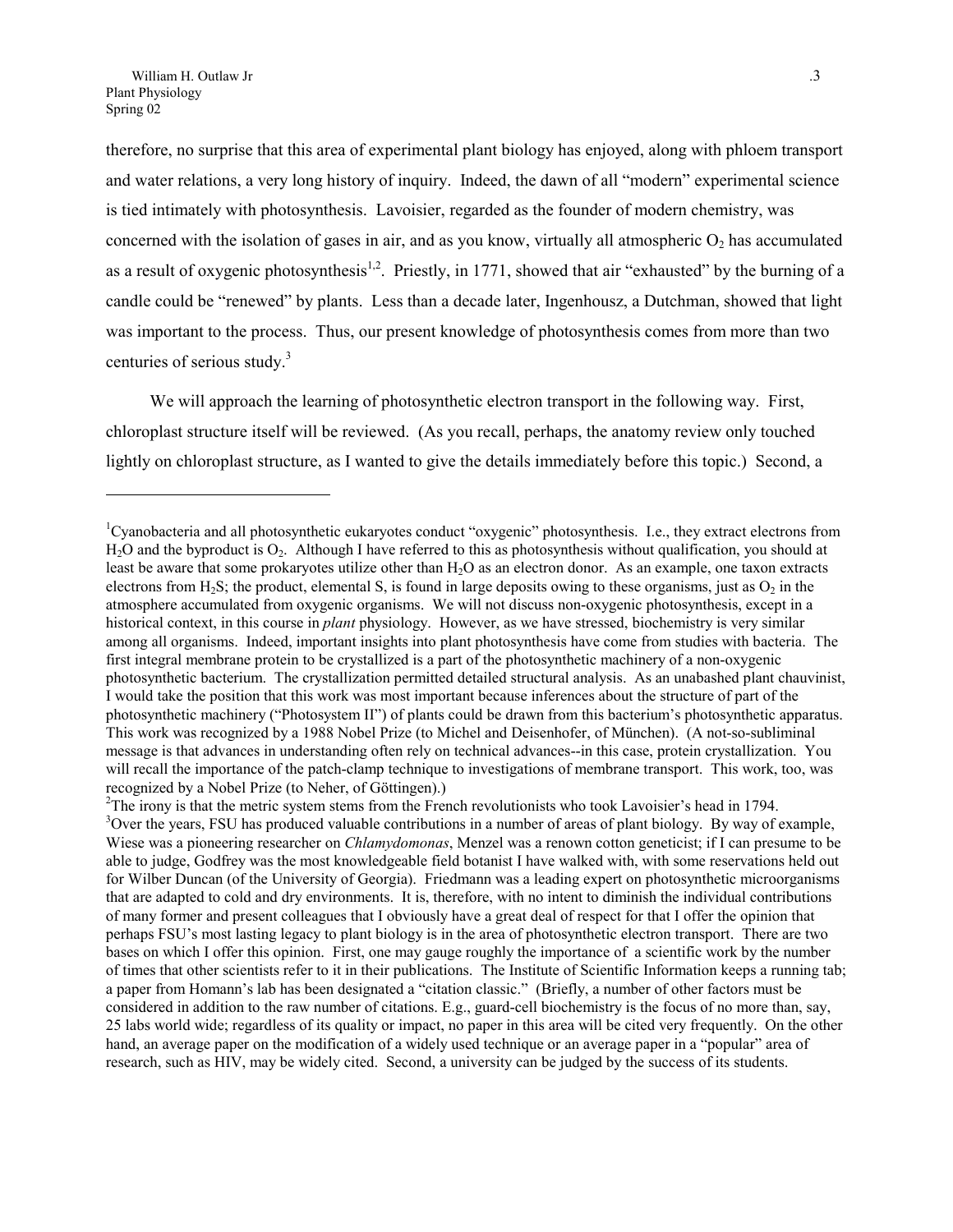therefore, no surprise that this area of experimental plant biology has enjoyed, along with phloem transport and water relations, a very long history of inquiry. Indeed, the dawn of all "modern" experimental science is tied intimately with photosynthesis. Lavoisier, regarded as the founder of modern chemistry, was concerned with the isolation of gases in air, and as you know, virtually all atmospheric $O_2$ has accumulated as a result of oxygenic photosynthesis[1,2]. Priestly, in 1771, showed that air "exhausted" by the burning of a candle could be "renewed" by plants. Less than a decade later, Ingenhousz, a Dutchman, showed that light was important to the process. Thus, our present knowledge of photosynthesis comes from more than two centuries of serious study.[3]

We will approach the learning of photosynthetic electron transport in the following way. First, chloroplast structure itself will be reviewed. (As you recall, perhaps, the anatomy review only touched lightly on chloroplast structure, as I wanted to give the details immediately before this topic.) Second, a

---

[1]Cyanobacteria and all photosynthetic eukaryotes conduct "oxygenic" photosynthesis. I.e., they extract electrons from $H_2O$ and the byproduct is $O_2$. Although I have referred to this as photosynthesis without qualification, you should at least be aware that some prokaryotes utilize other than $H_2O$ as an electron donor. As an example, one taxon extracts electrons from $H_2S$; the product, elemental S, is found in large deposits owing to these organisms, just as $O_2$ in the atmosphere accumulated from oxygenic organisms. We will not discuss non-oxygenic photosynthesis, except in a historical context, in this course in *plant* physiology. However, as we have stressed, biochemistry is very similar among all organisms. Indeed, important insights into plant photosynthesis have come from studies with bacteria. The first integral membrane protein to be crystallized is a part of the photosynthetic machinery of a non-oxygenic photosynthetic bacterium. The crystallization permitted detailed structural analysis. As an unabashed plant chauvinist, I would take the position that this work was most important because inferences about the structure of part of the photosynthetic machinery ("Photosystem II") of plants could be drawn from this bacterium's photosynthetic apparatus. This work was recognized by a 1988 Nobel Prize (to Michel and Deisenhofer, of München). (A not-so-subliminal message is that advances in understanding often rely on technical advances--in this case, protein crystallization. You will recall the importance of the patch-clamp technique to investigations of membrane transport. This work, too, was recognized by a Nobel Prize (to Neher, of Göttingen).)

[2]The irony is that the metric system stems from the French revolutionists who took Lavoisier's head in 1794.

[3]Over the years, FSU has produced valuable contributions in a number of areas of plant biology. By way of example, Wiese was a pioneering researcher on *Chlamydomonas*, Menzel was a renown cotton geneticist; if I can presume to be able to judge, Godfrey was the most knowledgeable field botanist I have walked with, with some reservations held out for Wilber Duncan (of the University of Georgia). Friedmann was a leading expert on photosynthetic microorganisms that are adapted to cold and dry environments. It is, therefore, with no intent to diminish the individual contributions of many former and present colleagues that I obviously have a great deal of respect for that I offer the opinion that perhaps FSU's most lasting legacy to plant biology is in the area of photosynthetic electron transport. There are two bases on which I offer this opinion. First, one may gauge roughly the importance of a scientific work by the number of times that other scientists refer to it in their publications. The Institute of Scientific Information keeps a running tab; a paper from Homann's lab has been designated a "citation classic." (Briefly, a number of other factors must be considered in addition to the raw number of citations. E.g., guard-cell biochemistry is the focus of no more than, say, 25 labs world wide; regardless of its quality or impact, no paper in this area will be cited very frequently. On the other hand, an average paper on the modification of a widely used technique or an average paper in a "popular" area of research, such as HIV, may be widely cited. Second, a university can be judged by the success of its students.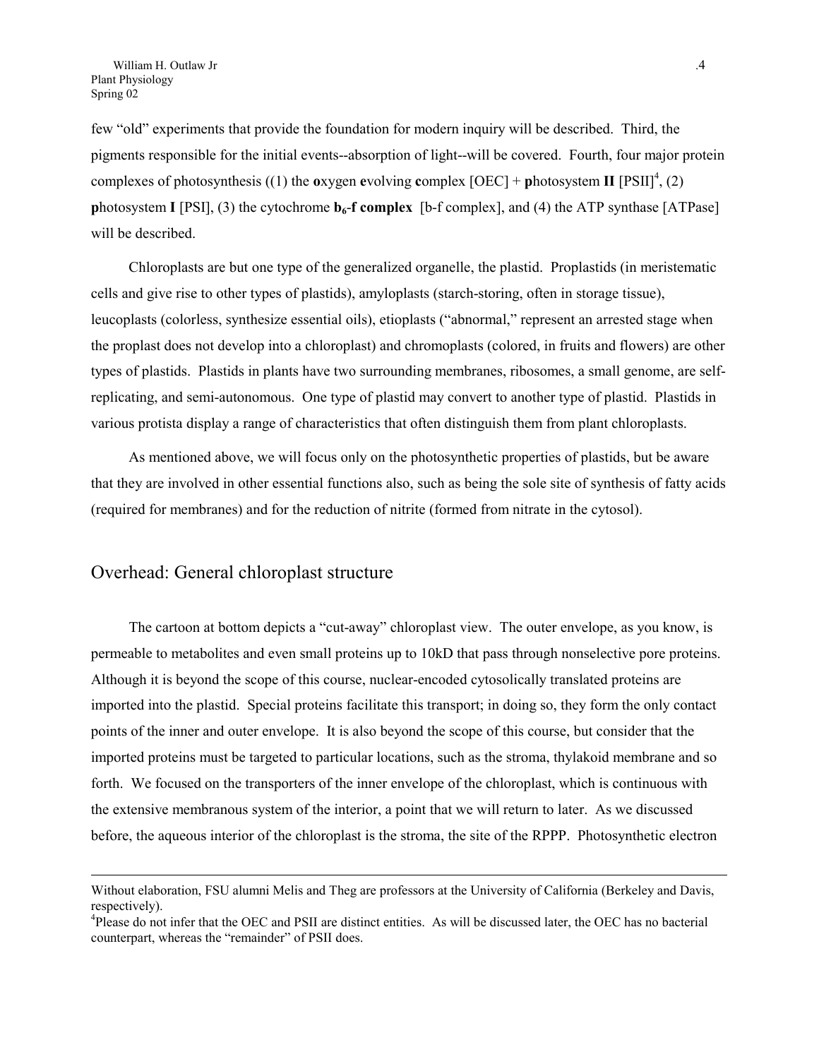few "old" experiments that provide the foundation for modern inquiry will be described. Third, the pigments responsible for the initial events--absorption of light--will be covered. Fourth, four major protein complexes of photosynthesis ((1) the **o**xygen **e**volving **c**omplex [OEC] + **p**hotosystem **II** [PSII][4], (2) **p**hotosystem **I** [PSI], (3) the cytochrome $\mathbf{b_6}$**-f complex** [b-f complex], and (4) the ATP synthase [ATPase] will be described.

Chloroplasts are but one type of the generalized organelle, the plastid. Proplastids (in meristematic cells and give rise to other types of plastids), amyloplasts (starch-storing, often in storage tissue), leucoplasts (colorless, synthesize essential oils), etioplasts ("abnormal," represent an arrested stage when the proplast does not develop into a chloroplast) and chromoplasts (colored, in fruits and flowers) are other types of plastids. Plastids in plants have two surrounding membranes, ribosomes, a small genome, are self-replicating, and semi-autonomous. One type of plastid may convert to another type of plastid. Plastids in various protista display a range of characteristics that often distinguish them from plant chloroplasts.

As mentioned above, we will focus only on the photosynthetic properties of plastids, but be aware that they are involved in other essential functions also, such as being the sole site of synthesis of fatty acids (required for membranes) and for the reduction of nitrite (formed from nitrate in the cytosol).

## Overhead: General chloroplast structure

The cartoon at bottom depicts a "cut-away" chloroplast view. The outer envelope, as you know, is permeable to metabolites and even small proteins up to 10kD that pass through nonselective pore proteins. Although it is beyond the scope of this course, nuclear-encoded cytosolically translated proteins are imported into the plastid. Special proteins facilitate this transport; in doing so, they form the only contact points of the inner and outer envelope. It is also beyond the scope of this course, but consider that the imported proteins must be targeted to particular locations, such as the stroma, thylakoid membrane and so forth. We focused on the transporters of the inner envelope of the chloroplast, which is continuous with the extensive membranous system of the interior, a point that we will return to later. As we discussed before, the aqueous interior of the chloroplast is the stroma, the site of the RPPP. Photosynthetic electron

---

Without elaboration, FSU alumni Melis and Theg are professors at the University of California (Berkeley and Davis, respectively).

[4]Please do not infer that the OEC and PSII are distinct entities. As will be discussed later, the OEC has no bacterial counterpart, whereas the "remainder" of PSII does.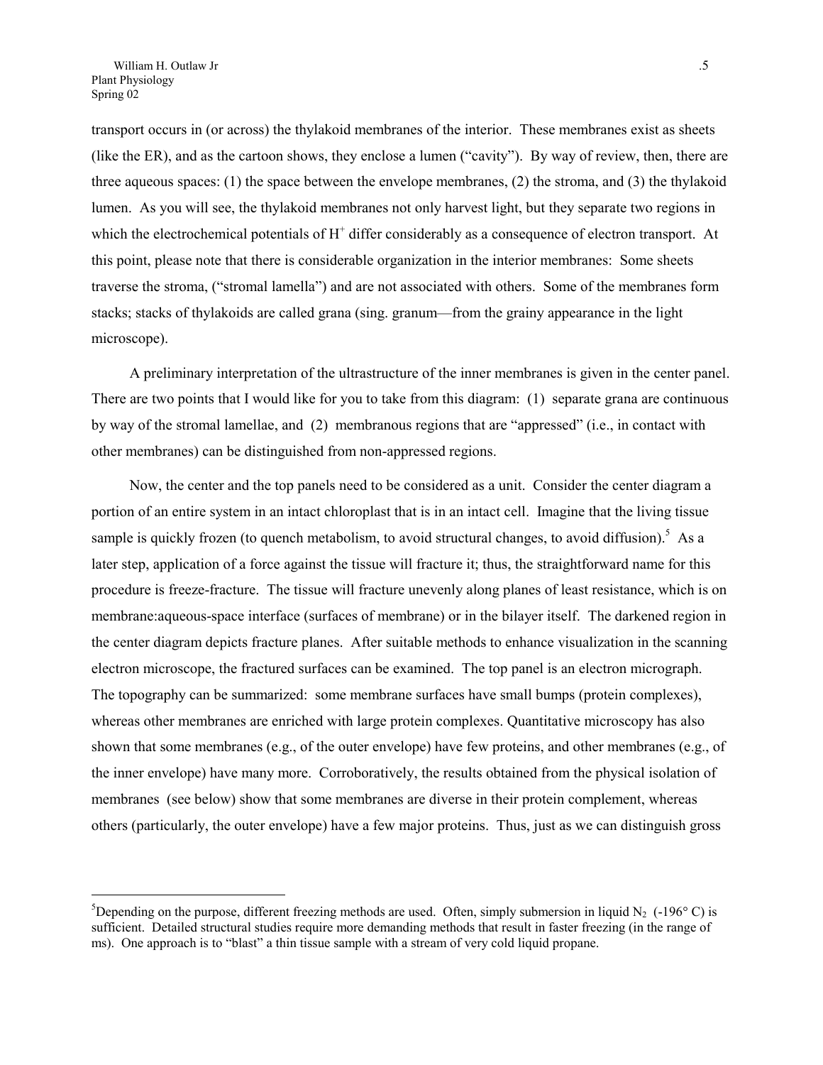transport occurs in (or across) the thylakoid membranes of the interior. These membranes exist as sheets (like the ER), and as the cartoon shows, they enclose a lumen ("cavity"). By way of review, then, there are three aqueous spaces: (1) the space between the envelope membranes, (2) the stroma, and (3) the thylakoid lumen. As you will see, the thylakoid membranes not only harvest light, but they separate two regions in which the electrochemical potentials of $H^+$ differ considerably as a consequence of electron transport. At this point, please note that there is considerable organization in the interior membranes: Some sheets traverse the stroma, ("stromal lamella") and are not associated with others. Some of the membranes form stacks; stacks of thylakoids are called grana (sing. granum—from the grainy appearance in the light microscope).

A preliminary interpretation of the ultrastructure of the inner membranes is given in the center panel. There are two points that I would like for you to take from this diagram: (1) separate grana are continuous by way of the stromal lamellae, and (2) membranous regions that are "appressed" (i.e., in contact with other membranes) can be distinguished from non-appressed regions.

Now, the center and the top panels need to be considered as a unit. Consider the center diagram a portion of an entire system in an intact chloroplast that is in an intact cell. Imagine that the living tissue sample is quickly frozen (to quench metabolism, to avoid structural changes, to avoid diffusion).[5] As a later step, application of a force against the tissue will fracture it; thus, the straightforward name for this procedure is freeze-fracture. The tissue will fracture unevenly along planes of least resistance, which is on membrane:aqueous-space interface (surfaces of membrane) or in the bilayer itself. The darkened region in the center diagram depicts fracture planes. After suitable methods to enhance visualization in the scanning electron microscope, the fractured surfaces can be examined. The top panel is an electron micrograph. The topography can be summarized: some membrane surfaces have small bumps (protein complexes), whereas other membranes are enriched with large protein complexes. Quantitative microscopy has also shown that some membranes (e.g., of the outer envelope) have few proteins, and other membranes (e.g., of the inner envelope) have many more. Corroboratively, the results obtained from the physical isolation of membranes (see below) show that some membranes are diverse in their protein complement, whereas others (particularly, the outer envelope) have a few major proteins. Thus, just as we can distinguish gross

---

[5]Depending on the purpose, different freezing methods are used. Often, simply submersion in liquid $N_2$ (-196° C) is sufficient. Detailed structural studies require more demanding methods that result in faster freezing (in the range of ms). One approach is to "blast" a thin tissue sample with a stream of very cold liquid propane.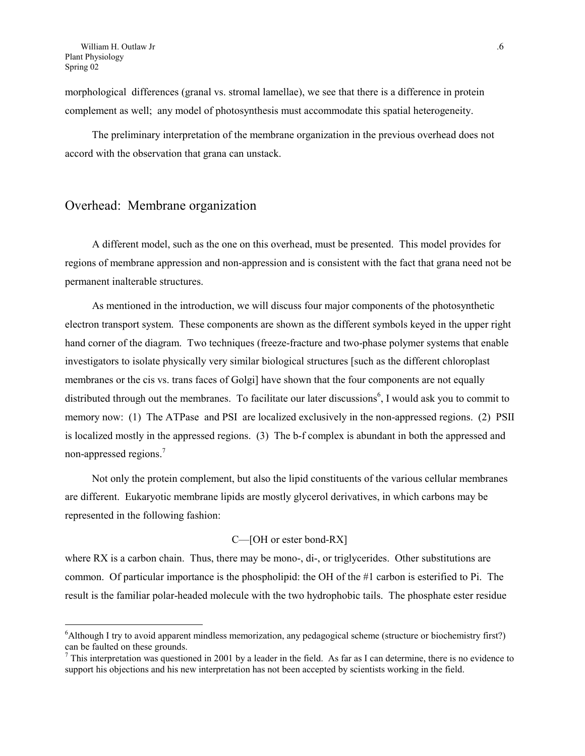morphological differences (granal vs. stromal lamellae), we see that there is a difference in protein complement as well; any model of photosynthesis must accommodate this spatial heterogeneity.

The preliminary interpretation of the membrane organization in the previous overhead does not accord with the observation that grana can unstack.

## Overhead: Membrane organization

A different model, such as the one on this overhead, must be presented. This model provides for regions of membrane appression and non-appression and is consistent with the fact that grana need not be permanent inalterable structures.

As mentioned in the introduction, we will discuss four major components of the photosynthetic electron transport system. These components are shown as the different symbols keyed in the upper right hand corner of the diagram. Two techniques (freeze-fracture and two-phase polymer systems that enable investigators to isolate physically very similar biological structures [such as the different chloroplast membranes or the cis vs. trans faces of Golgi] have shown that the four components are not equally distributed through out the membranes. To facilitate our later discussions[6], I would ask you to commit to memory now: (1) The ATPase and PSI are localized exclusively in the non-appressed regions. (2) PSII is localized mostly in the appressed regions. (3) The b-f complex is abundant in both the appressed and non-appressed regions.[7]

Not only the protein complement, but also the lipid constituents of the various cellular membranes are different. Eukaryotic membrane lipids are mostly glycerol derivatives, in which carbons may be represented in the following fashion:

C—[OH or ester bond-RX]

where RX is a carbon chain. Thus, there may be mono-, di-, or triglycerides. Other substitutions are common. Of particular importance is the phospholipid: the OH of the #1 carbon is esterified to Pi. The result is the familiar polar-headed molecule with the two hydrophobic tails. The phosphate ester residue

---

[6] Although I try to avoid apparent mindless memorization, any pedagogical scheme (structure or biochemistry first?) can be faulted on these grounds.

[7] This interpretation was questioned in 2001 by a leader in the field. As far as I can determine, there is no evidence to support his objections and his new interpretation has not been accepted by scientists working in the field.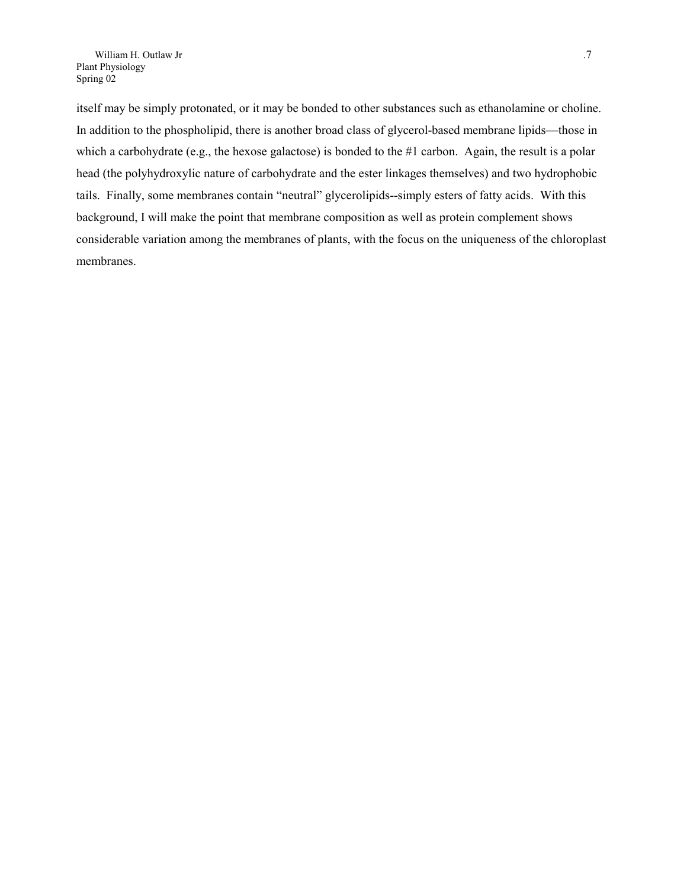itself may be simply protonated, or it may be bonded to other substances such as ethanolamine or choline. In addition to the phospholipid, there is another broad class of glycerol-based membrane lipids—those in which a carbohydrate (e.g., the hexose galactose) is bonded to the #1 carbon. Again, the result is a polar head (the polyhydroxylic nature of carbohydrate and the ester linkages themselves) and two hydrophobic tails. Finally, some membranes contain "neutral" glycerolipids--simply esters of fatty acids. With this background, I will make the point that membrane composition as well as protein complement shows considerable variation among the membranes of plants, with the focus on the uniqueness of the chloroplast membranes.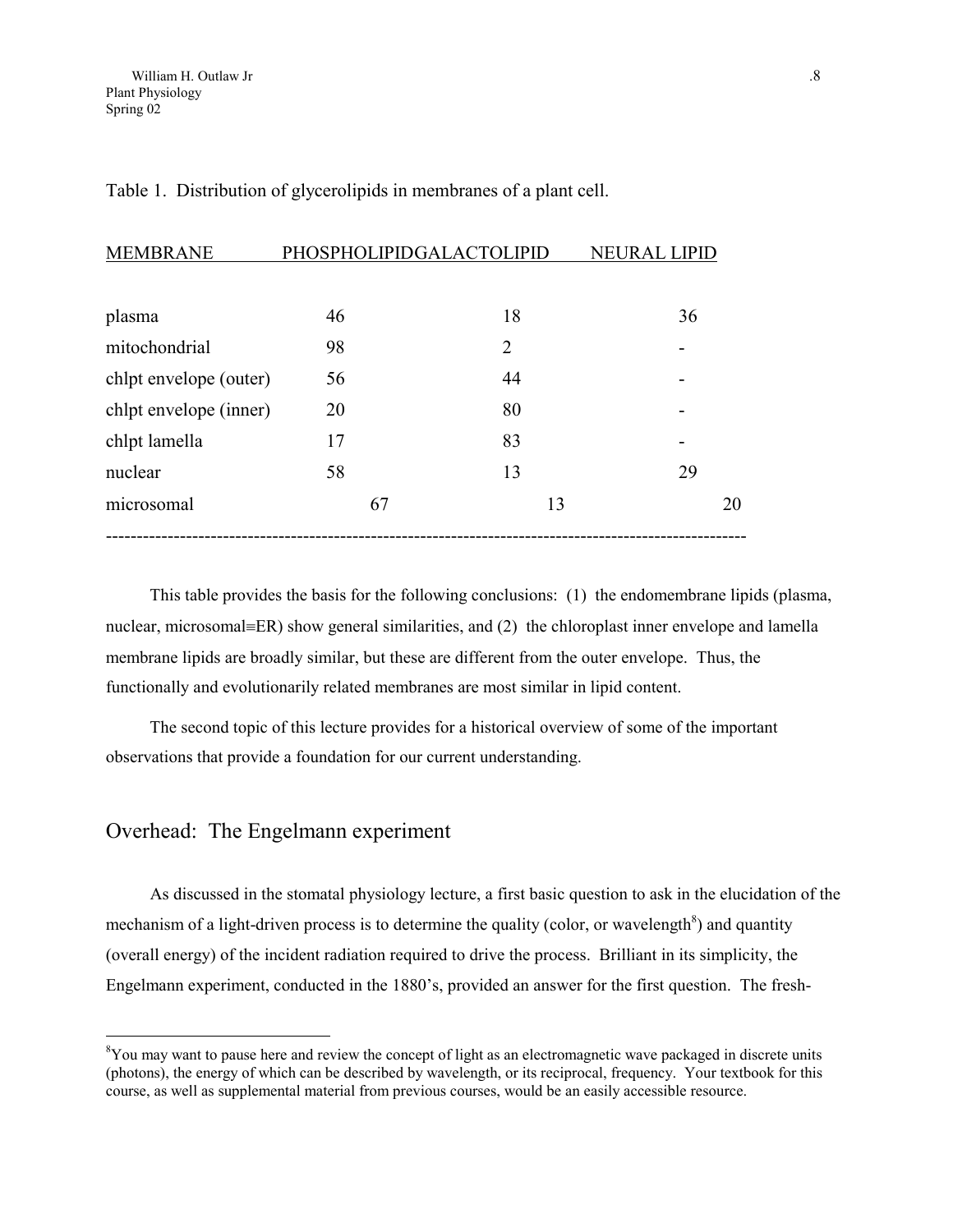Table 1. Distribution of glycerolipids in membranes of a plant cell.

| MEMBRANE | PHOSPHOLIPID | GALACTOLIPID | NEURAL LIPID |
|---|---|---|---|
| plasma | 46 | 18 | 36 |
| mitochondrial | 98 | 2 | - |
| chlpt envelope (outer) | 56 | 44 | - |
| chlpt envelope (inner) | 20 | 80 | - |
| chlpt lamella | 17 | 83 | - |
| nuclear | 58 | 13 | 29 |
| microsomal | 67 | 13 | 20 |

This table provides the basis for the following conclusions: (1) the endomembrane lipids (plasma, nuclear, microsomal≡ER) show general similarities, and (2) the chloroplast inner envelope and lamella membrane lipids are broadly similar, but these are different from the outer envelope. Thus, the functionally and evolutionarily related membranes are most similar in lipid content.

The second topic of this lecture provides for a historical overview of some of the important observations that provide a foundation for our current understanding.

## Overhead: The Engelmann experiment

As discussed in the stomatal physiology lecture, a first basic question to ask in the elucidation of the mechanism of a light-driven process is to determine the quality (color, or wavelength[8]) and quantity (overall energy) of the incident radiation required to drive the process. Brilliant in its simplicity, the Engelmann experiment, conducted in the 1880's, provided an answer for the first question. The fresh-

[8]You may want to pause here and review the concept of light as an electromagnetic wave packaged in discrete units (photons), the energy of which can be described by wavelength, or its reciprocal, frequency. Your textbook for this course, as well as supplemental material from previous courses, would be an easily accessible resource.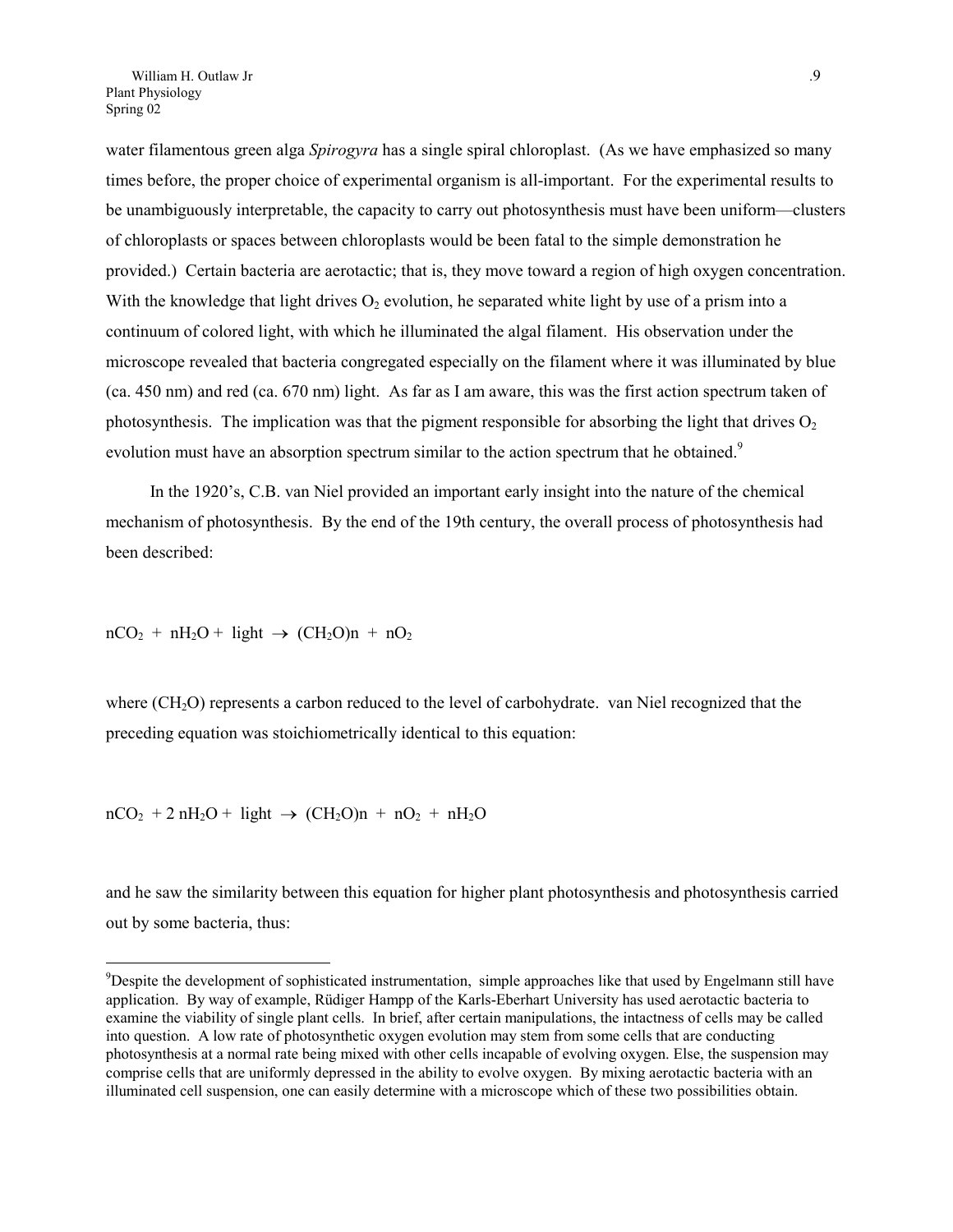water filamentous green alga *Spirogyra* has a single spiral chloroplast. (As we have emphasized so many times before, the proper choice of experimental organism is all-important. For the experimental results to be unambiguously interpretable, the capacity to carry out photosynthesis must have been uniform—clusters of chloroplasts or spaces between chloroplasts would be been fatal to the simple demonstration he provided.) Certain bacteria are aerotactic; that is, they move toward a region of high oxygen concentration. With the knowledge that light drives $O_2$ evolution, he separated white light by use of a prism into a continuum of colored light, with which he illuminated the algal filament. His observation under the microscope revealed that bacteria congregated especially on the filament where it was illuminated by blue (ca. 450 nm) and red (ca. 670 nm) light. As far as I am aware, this was the first action spectrum taken of photosynthesis. The implication was that the pigment responsible for absorbing the light that drives $O_2$ evolution must have an absorption spectrum similar to the action spectrum that he obtained.[9]

In the 1920's, C.B. van Niel provided an important early insight into the nature of the chemical mechanism of photosynthesis. By the end of the 19th century, the overall process of photosynthesis had been described:

$$nCO_2 + nH_2O + \text{light} \rightarrow (CH_2O)n + nO_2$$

where $(CH_2O)$ represents a carbon reduced to the level of carbohydrate. van Niel recognized that the preceding equation was stoichiometrically identical to this equation:

$$nCO_2 + 2\,nH_2O + \text{light} \rightarrow (CH_2O)n + nO_2 + nH_2O$$

and he saw the similarity between this equation for higher plant photosynthesis and photosynthesis carried out by some bacteria, thus:

---

[9]Despite the development of sophisticated instrumentation, simple approaches like that used by Engelmann still have application. By way of example, Rüdiger Hampp of the Karls-Eberhart University has used aerotactic bacteria to examine the viability of single plant cells. In brief, after certain manipulations, the intactness of cells may be called into question. A low rate of photosynthetic oxygen evolution may stem from some cells that are conducting photosynthesis at a normal rate being mixed with other cells incapable of evolving oxygen. Else, the suspension may comprise cells that are uniformly depressed in the ability to evolve oxygen. By mixing aerotactic bacteria with an illuminated cell suspension, one can easily determine with a microscope which of these two possibilities obtain.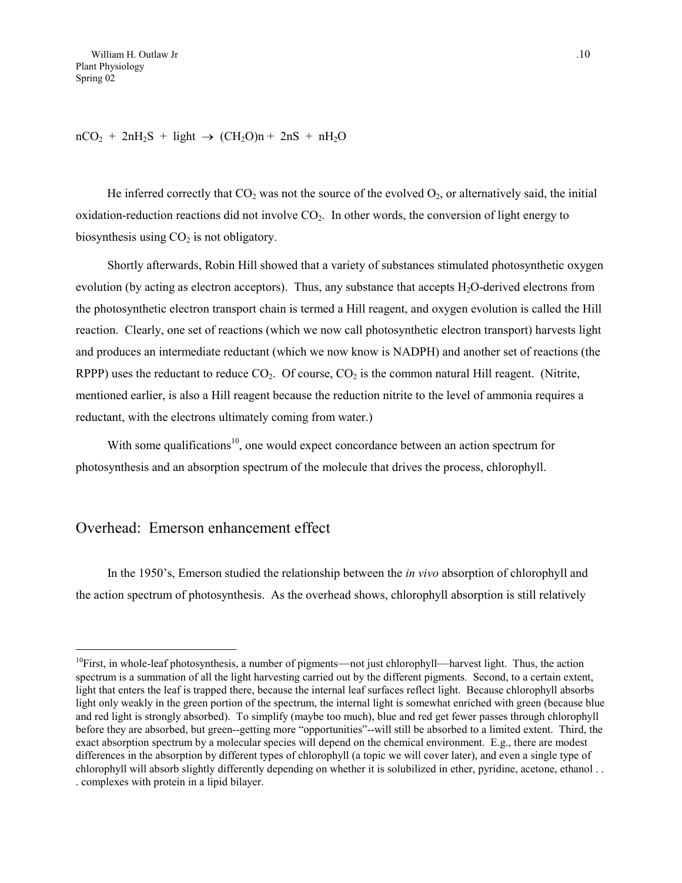$$nCO_2 + 2nH_2S + \text{light} \rightarrow (CH_2O)n + 2nS + nH_2O$$

He inferred correctly that $CO_2$ was not the source of the evolved $O_2$, or alternatively said, the initial oxidation-reduction reactions did not involve $CO_2$. In other words, the conversion of light energy to biosynthesis using $CO_2$ is not obligatory.

Shortly afterwards, Robin Hill showed that a variety of substances stimulated photosynthetic oxygen evolution (by acting as electron acceptors). Thus, any substance that accepts $H_2O$-derived electrons from the photosynthetic electron transport chain is termed a Hill reagent, and oxygen evolution is called the Hill reaction. Clearly, one set of reactions (which we now call photosynthetic electron transport) harvests light and produces an intermediate reductant (which we now know is NADPH) and another set of reactions (the RPPP) uses the reductant to reduce $CO_2$. Of course, $CO_2$ is the common natural Hill reagent. (Nitrite, mentioned earlier, is also a Hill reagent because the reduction nitrite to the level of ammonia requires a reductant, with the electrons ultimately coming from water.)

With some qualifications[10], one would expect concordance between an action spectrum for photosynthesis and an absorption spectrum of the molecule that drives the process, chlorophyll.

## Overhead: Emerson enhancement effect

In the 1950's, Emerson studied the relationship between the *in vivo* absorption of chlorophyll and the action spectrum of photosynthesis. As the overhead shows, chlorophyll absorption is still relatively

---

[10]First, in whole-leaf photosynthesis, a number of pigments—not just chlorophyll—harvest light. Thus, the action spectrum is a summation of all the light harvesting carried out by the different pigments. Second, to a certain extent, light that enters the leaf is trapped there, because the internal leaf surfaces reflect light. Because chlorophyll absorbs light only weakly in the green portion of the spectrum, the internal light is somewhat enriched with green (because blue and red light is strongly absorbed). To simplify (maybe too much), blue and red get fewer passes through chlorophyll before they are absorbed, but green--getting more "opportunities"--will still be absorbed to a limited extent. Third, the exact absorption spectrum by a molecular species will depend on the chemical environment. E.g., there are modest differences in the absorption by different types of chlorophyll (a topic we will cover later), and even a single type of chlorophyll will absorb slightly differently depending on whether it is solubilized in ether, pyridine, acetone, ethanol . . . complexes with protein in a lipid bilayer.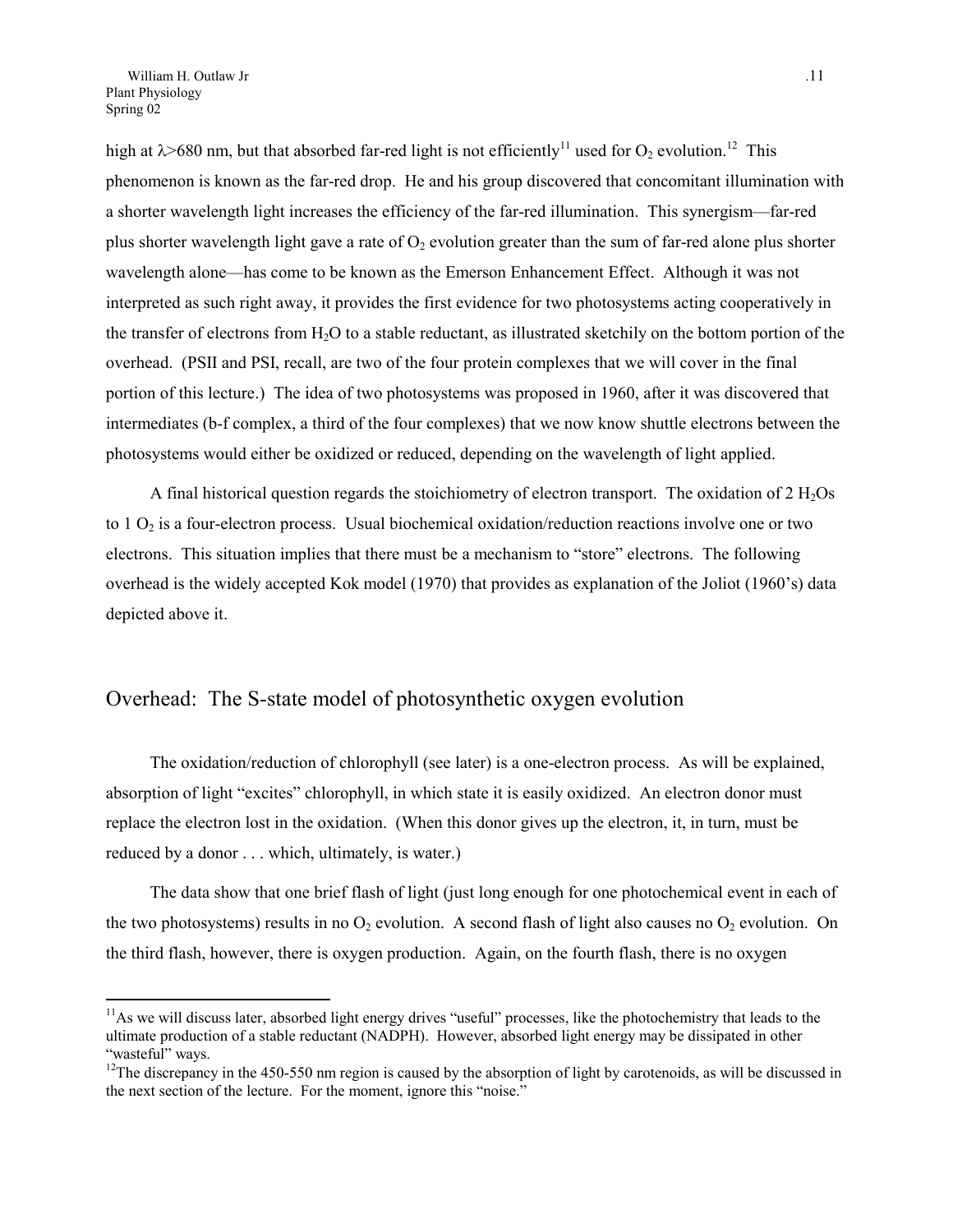high at $\lambda$>680 nm, but that absorbed far-red light is not efficiently[11] used for $O_2$ evolution.[12] This phenomenon is known as the far-red drop. He and his group discovered that concomitant illumination with a shorter wavelength light increases the efficiency of the far-red illumination. This synergism—far-red plus shorter wavelength light gave a rate of $O_2$ evolution greater than the sum of far-red alone plus shorter wavelength alone—has come to be known as the Emerson Enhancement Effect. Although it was not interpreted as such right away, it provides the first evidence for two photosystems acting cooperatively in the transfer of electrons from $H_2O$ to a stable reductant, as illustrated sketchily on the bottom portion of the overhead. (PSII and PSI, recall, are two of the four protein complexes that we will cover in the final portion of this lecture.) The idea of two photosystems was proposed in 1960, after it was discovered that intermediates (b-f complex, a third of the four complexes) that we now know shuttle electrons between the photosystems would either be oxidized or reduced, depending on the wavelength of light applied.

A final historical question regards the stoichiometry of electron transport. The oxidation of 2 $H_2O$s to 1 $O_2$ is a four-electron process. Usual biochemical oxidation/reduction reactions involve one or two electrons. This situation implies that there must be a mechanism to "store" electrons. The following overhead is the widely accepted Kok model (1970) that provides as explanation of the Joliot (1960's) data depicted above it.

## Overhead: The S-state model of photosynthetic oxygen evolution

The oxidation/reduction of chlorophyll (see later) is a one-electron process. As will be explained, absorption of light "excites" chlorophyll, in which state it is easily oxidized. An electron donor must replace the electron lost in the oxidation. (When this donor gives up the electron, it, in turn, must be reduced by a donor . . . which, ultimately, is water.)

The data show that one brief flash of light (just long enough for one photochemical event in each of the two photosystems) results in no $O_2$ evolution. A second flash of light also causes no $O_2$ evolution. On the third flash, however, there is oxygen production. Again, on the fourth flash, there is no oxygen

---

[11] As we will discuss later, absorbed light energy drives "useful" processes, like the photochemistry that leads to the ultimate production of a stable reductant (NADPH). However, absorbed light energy may be dissipated in other "wasteful" ways.

[12] The discrepancy in the 450-550 nm region is caused by the absorption of light by carotenoids, as will be discussed in the next section of the lecture. For the moment, ignore this "noise."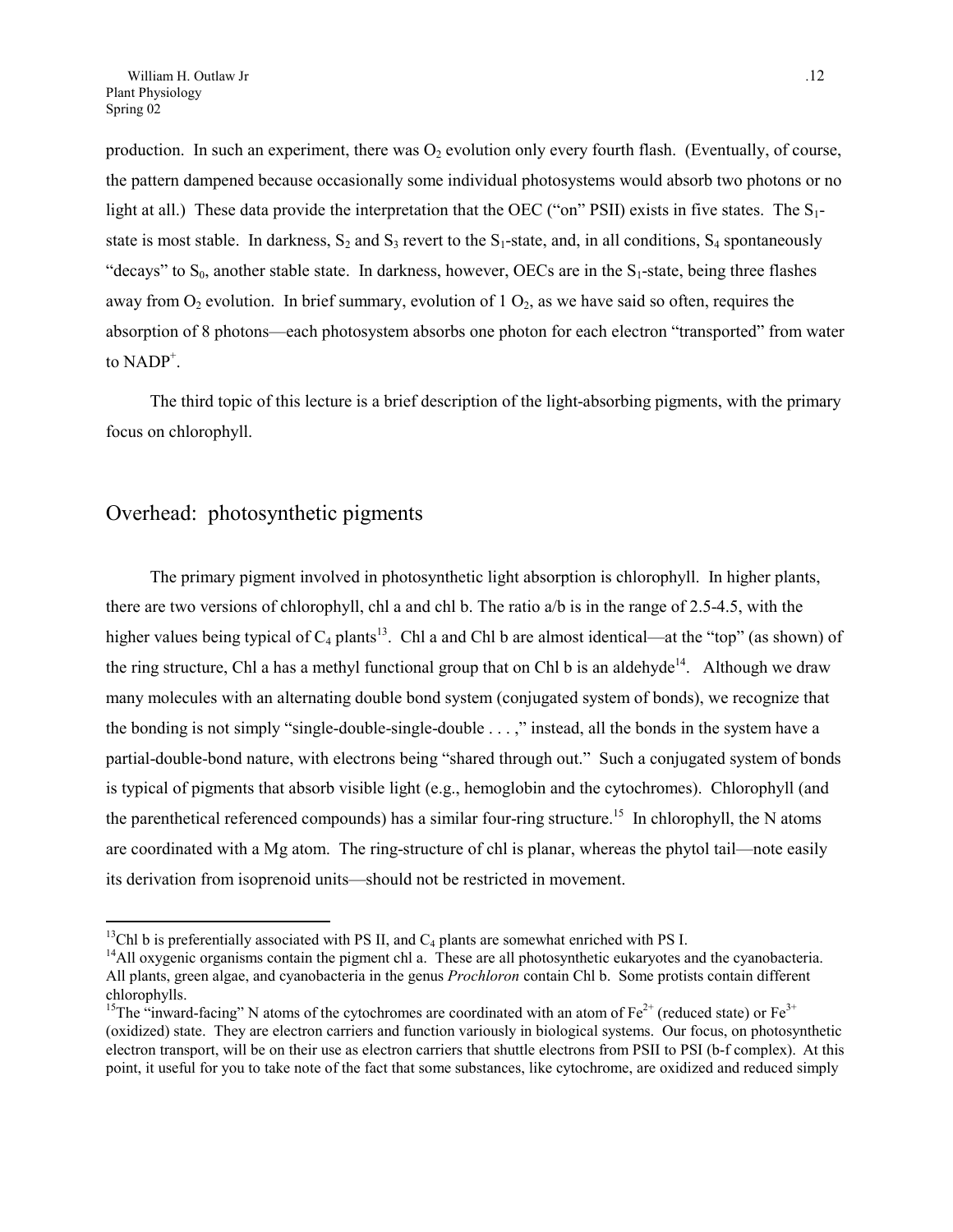production. In such an experiment, there was $O_2$ evolution only every fourth flash. (Eventually, of course, the pattern dampened because occasionally some individual photosystems would absorb two photons or no light at all.) These data provide the interpretation that the OEC ("on" PSII) exists in five states. The $S_1$-state is most stable. In darkness, $S_2$ and $S_3$ revert to the $S_1$-state, and, in all conditions, $S_4$ spontaneously "decays" to $S_0$, another stable state. In darkness, however, OECs are in the $S_1$-state, being three flashes away from $O_2$ evolution. In brief summary, evolution of 1 $O_2$, as we have said so often, requires the absorption of 8 photons—each photosystem absorbs one photon for each electron "transported" from water to $NADP^+$.

The third topic of this lecture is a brief description of the light-absorbing pigments, with the primary focus on chlorophyll.

## Overhead: photosynthetic pigments

The primary pigment involved in photosynthetic light absorption is chlorophyll. In higher plants, there are two versions of chlorophyll, chl a and chl b. The ratio a/b is in the range of 2.5-4.5, with the higher values being typical of $C_4$ plants[13]. Chl a and Chl b are almost identical—at the "top" (as shown) of the ring structure, Chl a has a methyl functional group that on Chl b is an aldehyde[14]. Although we draw many molecules with an alternating double bond system (conjugated system of bonds), we recognize that the bonding is not simply "single-double-single-double . . . ," instead, all the bonds in the system have a partial-double-bond nature, with electrons being "shared through out." Such a conjugated system of bonds is typical of pigments that absorb visible light (e.g., hemoglobin and the cytochromes). Chlorophyll (and the parenthetical referenced compounds) has a similar four-ring structure.[15] In chlorophyll, the N atoms are coordinated with a Mg atom. The ring-structure of chl is planar, whereas the phytol tail—note easily its derivation from isoprenoid units—should not be restricted in movement.

---

[13]Chl b is preferentially associated with PS II, and $C_4$ plants are somewhat enriched with PS I.

[14]All oxygenic organisms contain the pigment chl a. These are all photosynthetic eukaryotes and the cyanobacteria. All plants, green algae, and cyanobacteria in the genus *Prochloron* contain Chl b. Some protists contain different chlorophylls.

[15]The "inward-facing" N atoms of the cytochromes are coordinated with an atom of $Fe^{2+}$ (reduced state) or $Fe^{3+}$ (oxidized) state. They are electron carriers and function variously in biological systems. Our focus, on photosynthetic electron transport, will be on their use as electron carriers that shuttle electrons from PSII to PSI (b-f complex). At this point, it useful for you to take note of the fact that some substances, like cytochrome, are oxidized and reduced simply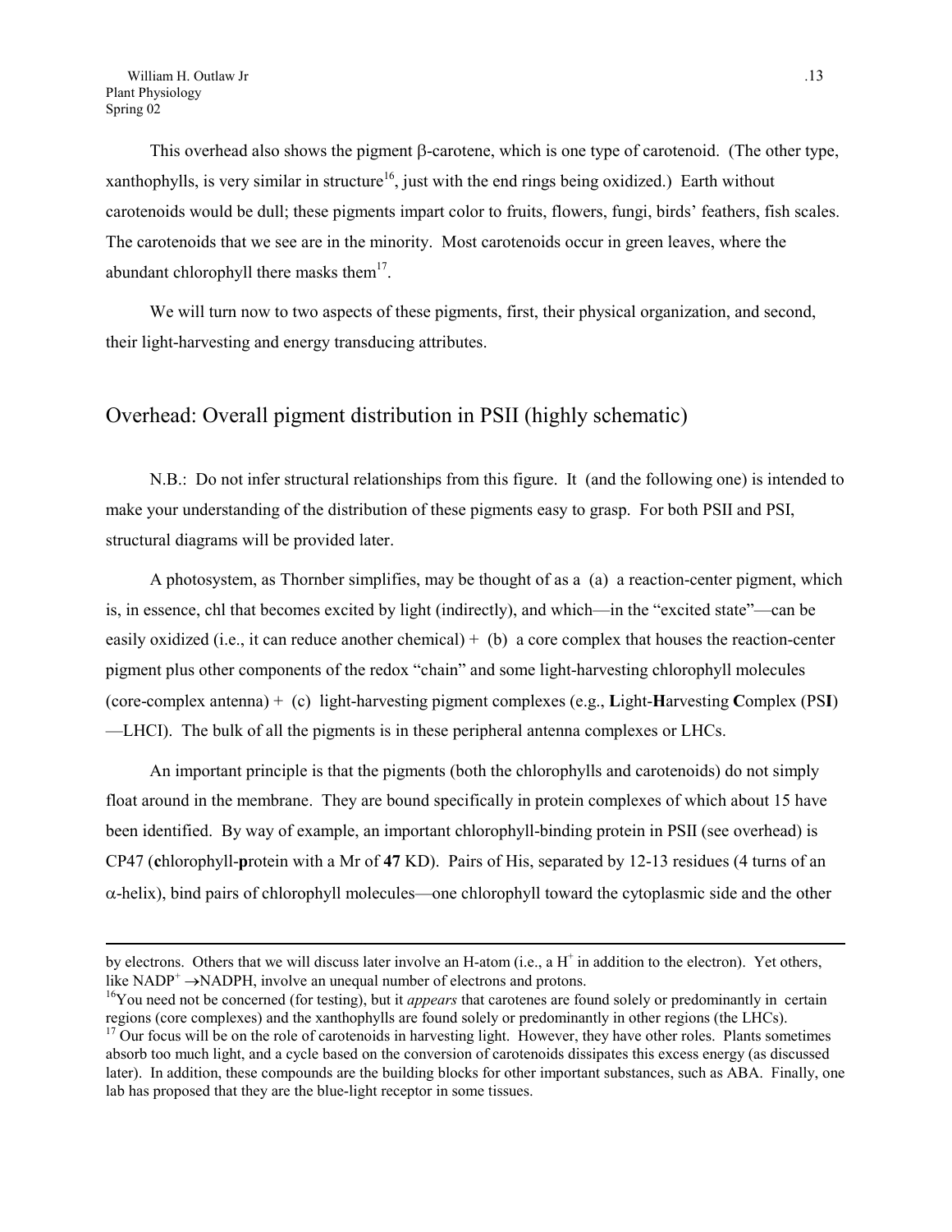This overhead also shows the pigment β-carotene, which is one type of carotenoid. (The other type, xanthophylls, is very similar in structure[16], just with the end rings being oxidized.) Earth without carotenoids would be dull; these pigments impart color to fruits, flowers, fungi, birds' feathers, fish scales. The carotenoids that we see are in the minority. Most carotenoids occur in green leaves, where the abundant chlorophyll there masks them[17].

We will turn now to two aspects of these pigments, first, their physical organization, and second, their light-harvesting and energy transducing attributes.

## Overhead: Overall pigment distribution in PSII (highly schematic)

N.B.: Do not infer structural relationships from this figure. It (and the following one) is intended to make your understanding of the distribution of these pigments easy to grasp. For both PSII and PSI, structural diagrams will be provided later.

A photosystem, as Thornber simplifies, may be thought of as a (a) a reaction-center pigment, which is, in essence, chl that becomes excited by light (indirectly), and which—in the "excited state"—can be easily oxidized (i.e., it can reduce another chemical) + (b) a core complex that houses the reaction-center pigment plus other components of the redox "chain" and some light-harvesting chlorophyll molecules (core-complex antenna) + (c) light-harvesting pigment complexes (e.g., **L**ight-**H**arvesting **C**omplex (PS**I**) —LHCI). The bulk of all the pigments is in these peripheral antenna complexes or LHCs.

An important principle is that the pigments (both the chlorophylls and carotenoids) do not simply float around in the membrane. They are bound specifically in protein complexes of which about 15 have been identified. By way of example, an important chlorophyll-binding protein in PSII (see overhead) is CP47 (**c**hlorophyll-**p**rotein with a Mr of **47** KD). Pairs of His, separated by 12-13 residues (4 turns of an α-helix), bind pairs of chlorophyll molecules—one chlorophyll toward the cytoplasmic side and the other

---

by electrons. Others that we will discuss later involve an H-atom (i.e., a $H^+$ in addition to the electron). Yet others, like $NADP^+ \rightarrow NADPH$, involve an unequal number of electrons and protons.

[16] You need not be concerned (for testing), but it *appears* that carotenes are found solely or predominantly in certain regions (core complexes) and the xanthophylls are found solely or predominantly in other regions (the LHCs).

[17] Our focus will be on the role of carotenoids in harvesting light. However, they have other roles. Plants sometimes absorb too much light, and a cycle based on the conversion of carotenoids dissipates this excess energy (as discussed later). In addition, these compounds are the building blocks for other important substances, such as ABA. Finally, one lab has proposed that they are the blue-light receptor in some tissues.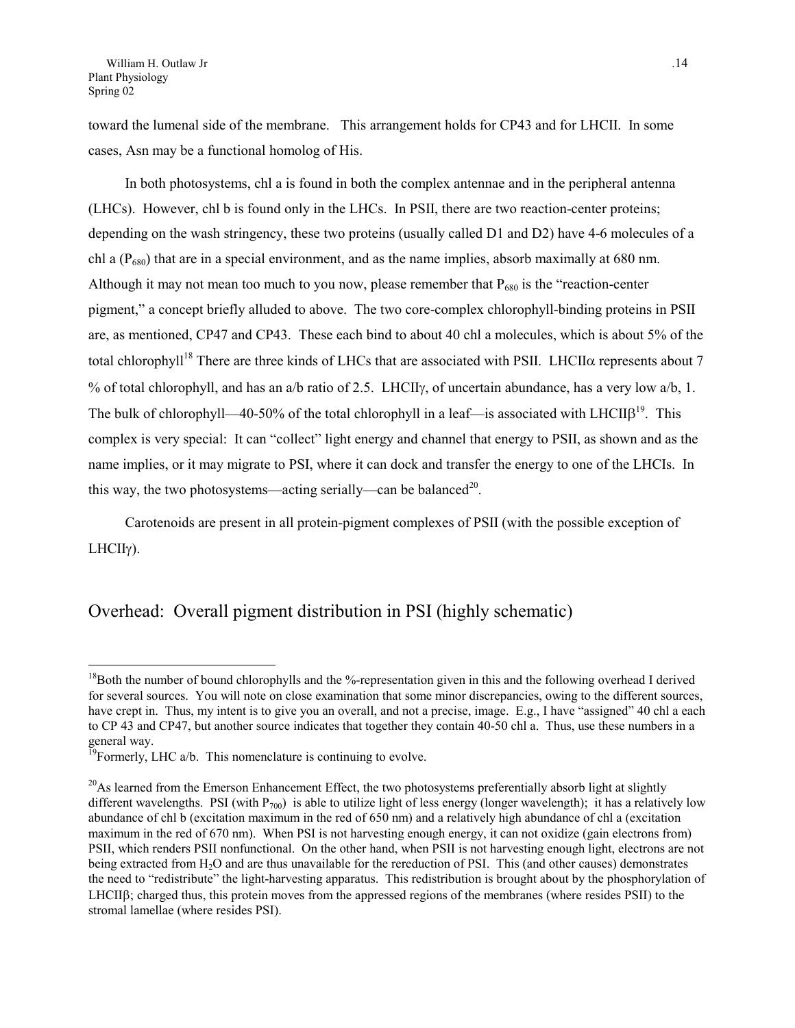toward the lumenal side of the membrane. This arrangement holds for CP43 and for LHCII. In some cases, Asn may be a functional homolog of His.

In both photosystems, chl a is found in both the complex antennae and in the peripheral antenna (LHCs). However, chl b is found only in the LHCs. In PSII, there are two reaction-center proteins; depending on the wash stringency, these two proteins (usually called D1 and D2) have 4-6 molecules of a chl a ($P_{680}$) that are in a special environment, and as the name implies, absorb maximally at 680 nm. Although it may not mean too much to you now, please remember that $P_{680}$ is the "reaction-center pigment," a concept briefly alluded to above. The two core-complex chlorophyll-binding proteins in PSII are, as mentioned, CP47 and CP43. These each bind to about 40 chl a molecules, which is about 5% of the total chlorophyll[18] There are three kinds of LHCs that are associated with PSII. LHCII$\alpha$ represents about 7 % of total chlorophyll, and has an a/b ratio of 2.5. LHCII$\gamma$, of uncertain abundance, has a very low a/b, 1. The bulk of chlorophyll—40-50% of the total chlorophyll in a leaf—is associated with LHCII$\beta$[19]. This complex is very special: It can "collect" light energy and channel that energy to PSII, as shown and as the name implies, or it may migrate to PSI, where it can dock and transfer the energy to one of the LHCIs. In this way, the two photosystems—acting serially—can be balanced[20].

Carotenoids are present in all protein-pigment complexes of PSII (with the possible exception of LHCII$\gamma$).

## Overhead: Overall pigment distribution in PSI (highly schematic)

---

[18]Both the number of bound chlorophylls and the %-representation given in this and the following overhead I derived for several sources. You will note on close examination that some minor discrepancies, owing to the different sources, have crept in. Thus, my intent is to give you an overall, and not a precise, image. E.g., I have "assigned" 40 chl a each to CP 43 and CP47, but another source indicates that together they contain 40-50 chl a. Thus, use these numbers in a general way.

[19]Formerly, LHC a/b. This nomenclature is continuing to evolve.

[20]As learned from the Emerson Enhancement Effect, the two photosystems preferentially absorb light at slightly different wavelengths. PSI (with $P_{700}$) is able to utilize light of less energy (longer wavelength); it has a relatively low abundance of chl b (excitation maximum in the red of 650 nm) and a relatively high abundance of chl a (excitation maximum in the red of 670 nm). When PSI is not harvesting enough energy, it can not oxidize (gain electrons from) PSII, which renders PSII nonfunctional. On the other hand, when PSII is not harvesting enough light, electrons are not being extracted from $H_2O$ and are thus unavailable for the rereduction of PSI. This (and other causes) demonstrates the need to "redistribute" the light-harvesting apparatus. This redistribution is brought about by the phosphorylation of LHCII$\beta$; charged thus, this protein moves from the appressed regions of the membranes (where resides PSII) to the stromal lamellae (where resides PSI).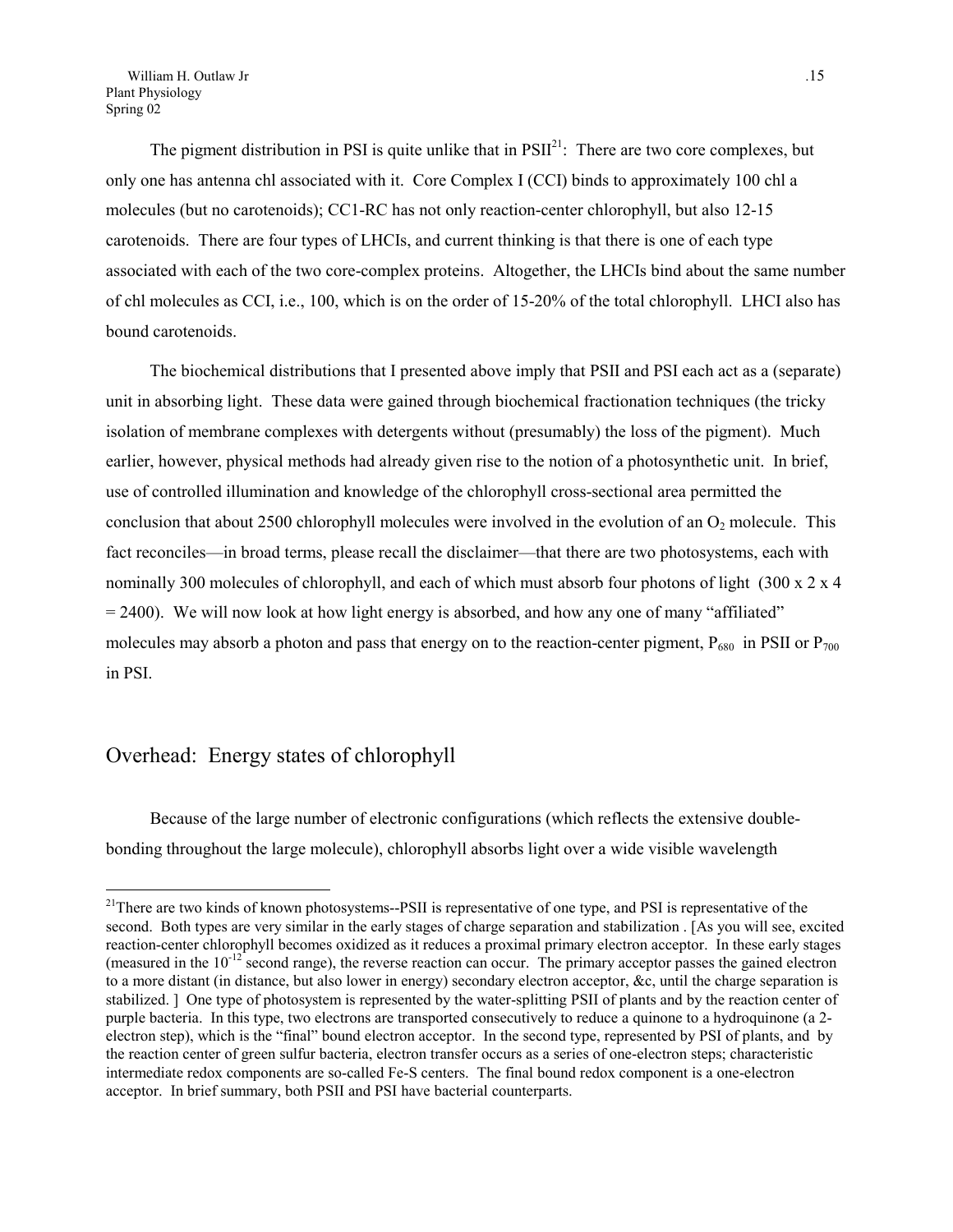The pigment distribution in PSI is quite unlike that in PSII[21]: There are two core complexes, but only one has antenna chl associated with it. Core Complex I (CCI) binds to approximately 100 chl a molecules (but no carotenoids); CC1-RC has not only reaction-center chlorophyll, but also 12-15 carotenoids. There are four types of LHCIs, and current thinking is that there is one of each type associated with each of the two core-complex proteins. Altogether, the LHCIs bind about the same number of chl molecules as CCI, i.e., 100, which is on the order of 15-20% of the total chlorophyll. LHCI also has bound carotenoids.

The biochemical distributions that I presented above imply that PSII and PSI each act as a (separate) unit in absorbing light. These data were gained through biochemical fractionation techniques (the tricky isolation of membrane complexes with detergents without (presumably) the loss of the pigment). Much earlier, however, physical methods had already given rise to the notion of a photosynthetic unit. In brief, use of controlled illumination and knowledge of the chlorophyll cross-sectional area permitted the conclusion that about 2500 chlorophyll molecules were involved in the evolution of an $O_2$ molecule. This fact reconciles—in broad terms, please recall the disclaimer—that there are two photosystems, each with nominally 300 molecules of chlorophyll, and each of which must absorb four photons of light ($300 \times 2 \times 4 = 2400$). We will now look at how light energy is absorbed, and how any one of many "affiliated" molecules may absorb a photon and pass that energy on to the reaction-center pigment, $P_{680}$ in PSII or $P_{700}$ in PSI.

## Overhead: Energy states of chlorophyll

Because of the large number of electronic configurations (which reflects the extensive double-bonding throughout the large molecule), chlorophyll absorbs light over a wide visible wavelength

---

[21] There are two kinds of known photosystems--PSII is representative of one type, and PSI is representative of the second. Both types are very similar in the early stages of charge separation and stabilization . [As you will see, excited reaction-center chlorophyll becomes oxidized as it reduces a proximal primary electron acceptor. In these early stages (measured in the $10^{-12}$ second range), the reverse reaction can occur. The primary acceptor passes the gained electron to a more distant (in distance, but also lower in energy) secondary electron acceptor, &c, until the charge separation is stabilized. ] One type of photosystem is represented by the water-splitting PSII of plants and by the reaction center of purple bacteria. In this type, two electrons are transported consecutively to reduce a quinone to a hydroquinone (a 2-electron step), which is the "final" bound electron acceptor. In the second type, represented by PSI of plants, and by the reaction center of green sulfur bacteria, electron transfer occurs as a series of one-electron steps; characteristic intermediate redox components are so-called Fe-S centers. The final bound redox component is a one-electron acceptor. In brief summary, both PSII and PSI have bacterial counterparts.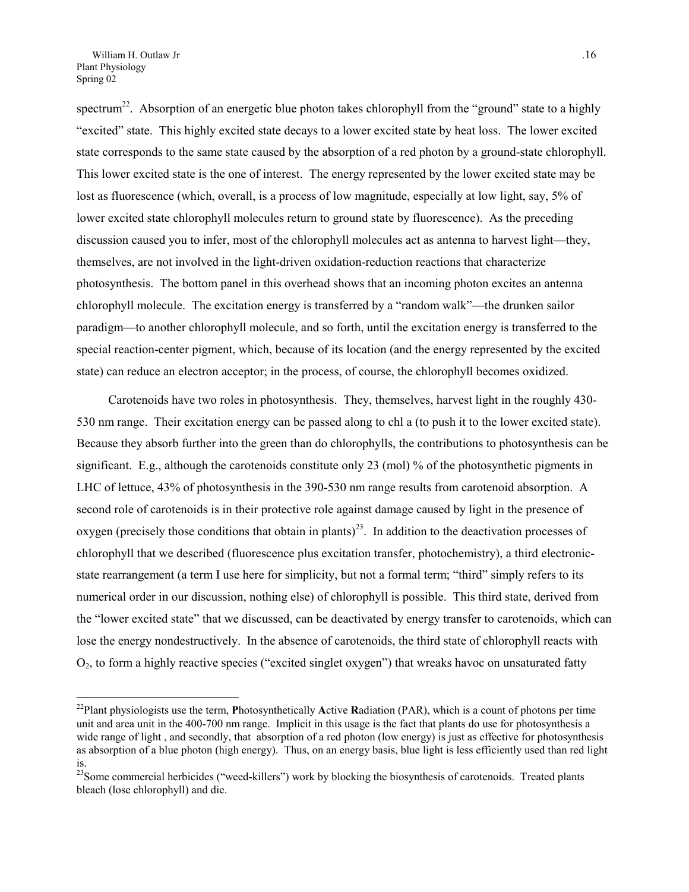spectrum[22]. Absorption of an energetic blue photon takes chlorophyll from the "ground" state to a highly "excited" state. This highly excited state decays to a lower excited state by heat loss. The lower excited state corresponds to the same state caused by the absorption of a red photon by a ground-state chlorophyll. This lower excited state is the one of interest. The energy represented by the lower excited state may be lost as fluorescence (which, overall, is a process of low magnitude, especially at low light, say, 5% of lower excited state chlorophyll molecules return to ground state by fluorescence). As the preceding discussion caused you to infer, most of the chlorophyll molecules act as antenna to harvest light—they, themselves, are not involved in the light-driven oxidation-reduction reactions that characterize photosynthesis. The bottom panel in this overhead shows that an incoming photon excites an antenna chlorophyll molecule. The excitation energy is transferred by a "random walk"—the drunken sailor paradigm—to another chlorophyll molecule, and so forth, until the excitation energy is transferred to the special reaction-center pigment, which, because of its location (and the energy represented by the excited state) can reduce an electron acceptor; in the process, of course, the chlorophyll becomes oxidized.

Carotenoids have two roles in photosynthesis. They, themselves, harvest light in the roughly 430-530 nm range. Their excitation energy can be passed along to chl a (to push it to the lower excited state). Because they absorb further into the green than do chlorophylls, the contributions to photosynthesis can be significant. E.g., although the carotenoids constitute only 23 (mol) % of the photosynthetic pigments in LHC of lettuce, 43% of photosynthesis in the 390-530 nm range results from carotenoid absorption. A second role of carotenoids is in their protective role against damage caused by light in the presence of oxygen (precisely those conditions that obtain in plants)[23]. In addition to the deactivation processes of chlorophyll that we described (fluorescence plus excitation transfer, photochemistry), a third electronic-state rearrangement (a term I use here for simplicity, but not a formal term; "third" simply refers to its numerical order in our discussion, nothing else) of chlorophyll is possible. This third state, derived from the "lower excited state" that we discussed, can be deactivated by energy transfer to carotenoids, which can lose the energy nondestructively. In the absence of carotenoids, the third state of chlorophyll reacts with $O_2$, to form a highly reactive species ("excited singlet oxygen") that wreaks havoc on unsaturated fatty

---

[22]Plant physiologists use the term, **P**hotosynthetically **A**ctive **R**adiation (PAR), which is a count of photons per time unit and area unit in the 400-700 nm range. Implicit in this usage is the fact that plants do use for photosynthesis a wide range of light , and secondly, that absorption of a red photon (low energy) is just as effective for photosynthesis as absorption of a blue photon (high energy). Thus, on an energy basis, blue light is less efficiently used than red light is.

[23]Some commercial herbicides ("weed-killers") work by blocking the biosynthesis of carotenoids. Treated plants bleach (lose chlorophyll) and die.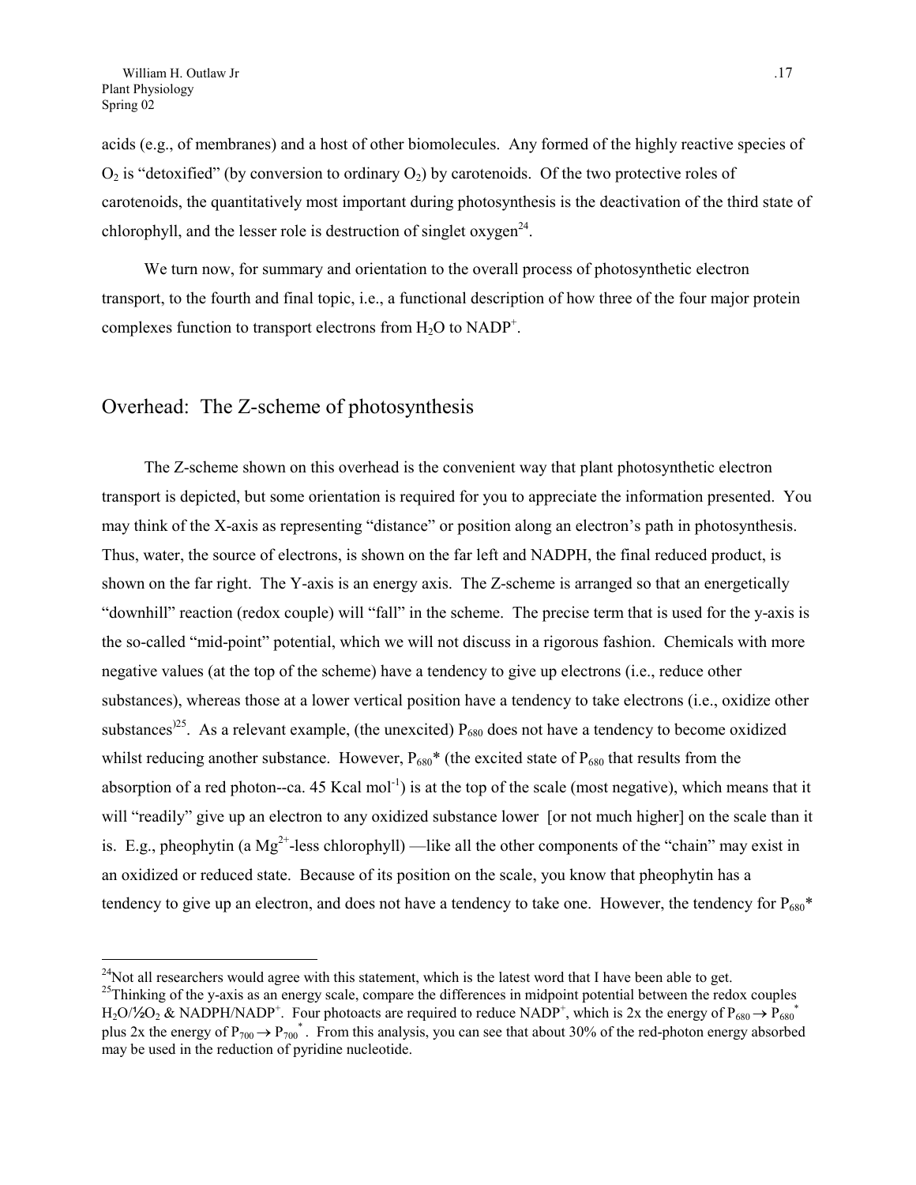acids (e.g., of membranes) and a host of other biomolecules. Any formed of the highly reactive species of $O_2$ is "detoxified" (by conversion to ordinary $O_2$) by carotenoids. Of the two protective roles of carotenoids, the quantitatively most important during photosynthesis is the deactivation of the third state of chlorophyll, and the lesser role is destruction of singlet oxygen[24].

We turn now, for summary and orientation to the overall process of photosynthetic electron transport, to the fourth and final topic, i.e., a functional description of how three of the four major protein complexes function to transport electrons from $H_2O$ to $NADP^+$.

## Overhead: The Z-scheme of photosynthesis

The Z-scheme shown on this overhead is the convenient way that plant photosynthetic electron transport is depicted, but some orientation is required for you to appreciate the information presented. You may think of the X-axis as representing "distance" or position along an electron's path in photosynthesis. Thus, water, the source of electrons, is shown on the far left and NADPH, the final reduced product, is shown on the far right. The Y-axis is an energy axis. The Z-scheme is arranged so that an energetically "downhill" reaction (redox couple) will "fall" in the scheme. The precise term that is used for the y-axis is the so-called "mid-point" potential, which we will not discuss in a rigorous fashion. Chemicals with more negative values (at the top of the scheme) have a tendency to give up electrons (i.e., reduce other substances), whereas those at a lower vertical position have a tendency to take electrons (i.e., oxidize other substances)[25]. As a relevant example, (the unexcited) $P_{680}$ does not have a tendency to become oxidized whilst reducing another substance. However, $P_{680}$* (the excited state of $P_{680}$ that results from the absorption of a red photon--ca. 45 Kcal $mol^{-1}$) is at the top of the scale (most negative), which means that it will "readily" give up an electron to any oxidized substance lower [or not much higher] on the scale than it is. E.g., pheophytin (a $Mg^{2+}$-less chlorophyll) —like all the other components of the "chain" may exist in an oxidized or reduced state. Because of its position on the scale, you know that pheophytin has a tendency to give up an electron, and does not have a tendency to take one. However, the tendency for $P_{680}$*

---

[24] Not all researchers would agree with this statement, which is the latest word that I have been able to get.

[25] Thinking of the y-axis as an energy scale, compare the differences in midpoint potential between the redox couples $H_2O/½O_2$ & $NADPH/NADP^+$. Four photoacts are required to reduce $NADP^+$, which is 2x the energy of $P_{680} \rightarrow P_{680}^*$ plus 2x the energy of $P_{700} \rightarrow P_{700}^*$. From this analysis, you can see that about 30% of the red-photon energy absorbed may be used in the reduction of pyridine nucleotide.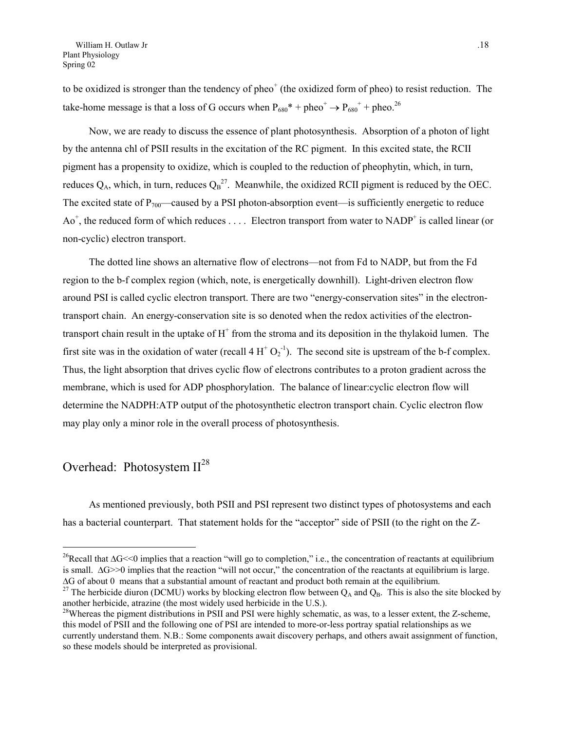to be oxidized is stronger than the tendency of pheo$^+$ (the oxidized form of pheo) to resist reduction. The take-home message is that a loss of G occurs when $P_{680}* + pheo^+ \rightarrow P_{680}^+ + pheo$.[26]

Now, we are ready to discuss the essence of plant photosynthesis. Absorption of a photon of light by the antenna chl of PSII results in the excitation of the RC pigment. In this excited state, the RCII pigment has a propensity to oxidize, which is coupled to the reduction of pheophytin, which, in turn, reduces $Q_A$, which, in turn, reduces $Q_B$[27]. Meanwhile, the oxidized RCII pigment is reduced by the OEC. The excited state of $P_{700}$—caused by a PSI photon-absorption event—is sufficiently energetic to reduce $Ao^+$, the reduced form of which reduces . . . . Electron transport from water to $NADP^+$ is called linear (or non-cyclic) electron transport.

The dotted line shows an alternative flow of electrons—not from Fd to NADP, but from the Fd region to the b-f complex region (which, note, is energetically downhill). Light-driven electron flow around PSI is called cyclic electron transport. There are two "energy-conservation sites" in the electron-transport chain. An energy-conservation site is so denoted when the redox activities of the electron-transport chain result in the uptake of $H^+$ from the stroma and its deposition in the thylakoid lumen. The first site was in the oxidation of water (recall $4\ H^+\ O_2^{-1}$). The second site is upstream of the b-f complex. Thus, the light absorption that drives cyclic flow of electrons contributes to a proton gradient across the membrane, which is used for ADP phosphorylation. The balance of linear:cyclic electron flow will determine the NADPH:ATP output of the photosynthetic electron transport chain. Cyclic electron flow may play only a minor role in the overall process of photosynthesis.

## Overhead: Photosystem II[28]

As mentioned previously, both PSII and PSI represent two distinct types of photosystems and each has a bacterial counterpart. That statement holds for the "acceptor" side of PSII (to the right on the Z-

---

[26]Recall that $\Delta G << 0$ implies that a reaction "will go to completion," i.e., the concentration of reactants at equilibrium is small. $\Delta G >> 0$ implies that the reaction "will not occur," the concentration of the reactants at equilibrium is large. $\Delta G$ of about 0 means that a substantial amount of reactant and product both remain at the equilibrium.

[27] The herbicide diuron (DCMU) works by blocking electron flow between $Q_A$ and $Q_B$. This is also the site blocked by another herbicide, atrazine (the most widely used herbicide in the U.S.).

[28]Whereas the pigment distributions in PSII and PSI were highly schematic, as was, to a lesser extent, the Z-scheme, this model of PSII and the following one of PSI are intended to more-or-less portray spatial relationships as we currently understand them. N.B.: Some components await discovery perhaps, and others await assignment of function, so these models should be interpreted as provisional.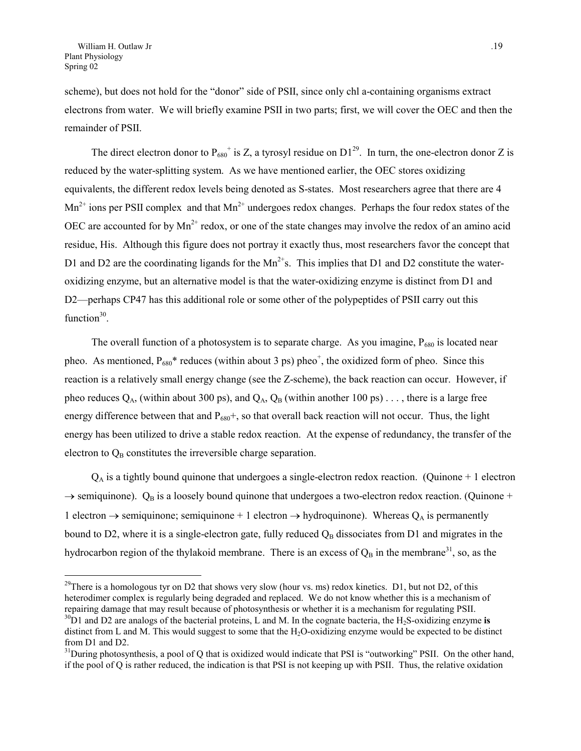scheme), but does not hold for the "donor" side of PSII, since only chl a-containing organisms extract electrons from water. We will briefly examine PSII in two parts; first, we will cover the OEC and then the remainder of PSII.

The direct electron donor to $P_{680}^{+}$ is Z, a tyrosyl residue on D1[29]. In turn, the one-electron donor Z is reduced by the water-splitting system. As we have mentioned earlier, the OEC stores oxidizing equivalents, the different redox levels being denoted as S-states. Most researchers agree that there are 4 $Mn^{2+}$ ions per PSII complex and that $Mn^{2+}$ undergoes redox changes. Perhaps the four redox states of the OEC are accounted for by $Mn^{2+}$ redox, or one of the state changes may involve the redox of an amino acid residue, His. Although this figure does not portray it exactly thus, most researchers favor the concept that D1 and D2 are the coordinating ligands for the $Mn^{2+}$s. This implies that D1 and D2 constitute the water-oxidizing enzyme, but an alternative model is that the water-oxidizing enzyme is distinct from D1 and D2—perhaps CP47 has this additional role or some other of the polypeptides of PSII carry out this function[30].

The overall function of a photosystem is to separate charge. As you imagine, $P_{680}$ is located near pheo. As mentioned, $P_{680}$* reduces (within about 3 ps) pheo$^{+}$, the oxidized form of pheo. Since this reaction is a relatively small energy change (see the Z-scheme), the back reaction can occur. However, if pheo reduces $Q_A$, (within about 300 ps), and $Q_A$, $Q_B$ (within another 100 ps) . . . , there is a large free energy difference between that and $P_{680}$+, so that overall back reaction will not occur. Thus, the light energy has been utilized to drive a stable redox reaction. At the expense of redundancy, the transfer of the electron to $Q_B$ constitutes the irreversible charge separation.

$Q_A$ is a tightly bound quinone that undergoes a single-electron redox reaction. (Quinone + 1 electron $\rightarrow$ semiquinone). $Q_B$ is a loosely bound quinone that undergoes a two-electron redox reaction. (Quinone + 1 electron $\rightarrow$ semiquinone; semiquinone + 1 electron $\rightarrow$ hydroquinone). Whereas $Q_A$ is permanently bound to D2, where it is a single-electron gate, fully reduced $Q_B$ dissociates from D1 and migrates in the hydrocarbon region of the thylakoid membrane. There is an excess of $Q_B$ in the membrane[31], so, as the

---

[29]There is a homologous tyr on D2 that shows very slow (hour vs. ms) redox kinetics. D1, but not D2, of this heterodimer complex is regularly being degraded and replaced. We do not know whether this is a mechanism of repairing damage that may result because of photosynthesis or whether it is a mechanism for regulating PSII.

[30]D1 and D2 are analogs of the bacterial proteins, L and M. In the cognate bacteria, the $H_2S$-oxidizing enzyme **is** distinct from L and M. This would suggest to some that the $H_2O$-oxidizing enzyme would be expected to be distinct from D1 and D2.

[31]During photosynthesis, a pool of Q that is oxidized would indicate that PSI is "outworking" PSII. On the other hand, if the pool of Q is rather reduced, the indication is that PSI is not keeping up with PSII. Thus, the relative oxidation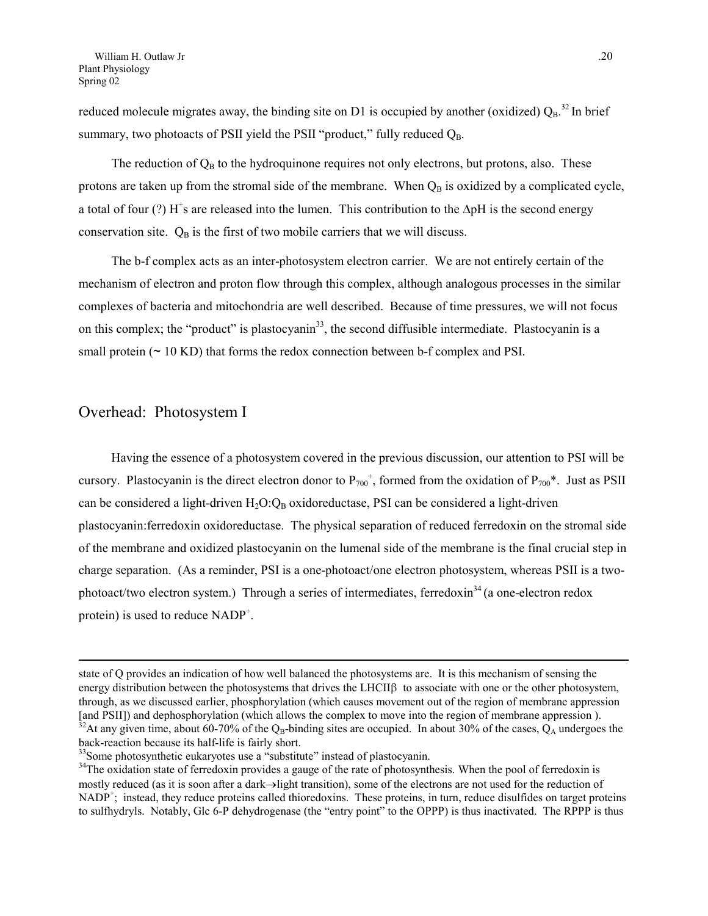reduced molecule migrates away, the binding site on D1 is occupied by another (oxidized) $Q_B$.[32] In brief summary, two photoacts of PSII yield the PSII "product," fully reduced $Q_B$.

The reduction of $Q_B$ to the hydroquinone requires not only electrons, but protons, also. These protons are taken up from the stromal side of the membrane. When $Q_B$ is oxidized by a complicated cycle, a total of four (?) $H^+$s are released into the lumen. This contribution to the $\Delta$pH is the second energy conservation site. $Q_B$ is the first of two mobile carriers that we will discuss.

The b-f complex acts as an inter-photosystem electron carrier. We are not entirely certain of the mechanism of electron and proton flow through this complex, although analogous processes in the similar complexes of bacteria and mitochondria are well described. Because of time pressures, we will not focus on this complex; the "product" is plastocyanin[33], the second diffusible intermediate. Plastocyanin is a small protein (~ 10 KD) that forms the redox connection between b-f complex and PSI.

## Overhead: Photosystem I

Having the essence of a photosystem covered in the previous discussion, our attention to PSI will be cursory. Plastocyanin is the direct electron donor to $P_{700}^+$, formed from the oxidation of $P_{700}$*. Just as PSII can be considered a light-driven $H_2O$:$Q_B$ oxidoreductase, PSI can be considered a light-driven plastocyanin:ferredoxin oxidoreductase. The physical separation of reduced ferredoxin on the stromal side of the membrane and oxidized plastocyanin on the lumenal side of the membrane is the final crucial step in charge separation. (As a reminder, PSI is a one-photoact/one electron photosystem, whereas PSII is a two-photoact/two electron system.) Through a series of intermediates, ferredoxin[34] (a one-electron redox protein) is used to reduce $NADP^+$.

---

state of Q provides an indication of how well balanced the photosystems are. It is this mechanism of sensing the energy distribution between the photosystems that drives the LHCIIβ to associate with one or the other photosystem, through, as we discussed earlier, phosphorylation (which causes movement out of the region of membrane appression [and PSII]) and dephosphorylation (which allows the complex to move into the region of membrane appression ).

[32] At any given time, about 60-70% of the $Q_B$-binding sites are occupied. In about 30% of the cases, $Q_A$ undergoes the back-reaction because its half-life is fairly short.

[33] Some photosynthetic eukaryotes use a "substitute" instead of plastocyanin.

[34] The oxidation state of ferredoxin provides a gauge of the rate of photosynthesis. When the pool of ferredoxin is mostly reduced (as it is soon after a dark→light transition), some of the electrons are not used for the reduction of $NADP^+$; instead, they reduce proteins called thioredoxins. These proteins, in turn, reduce disulfides on target proteins to sulfhydryls. Notably, Glc 6-P dehydrogenase (the "entry point" to the OPPP) is thus inactivated. The RPPP is thus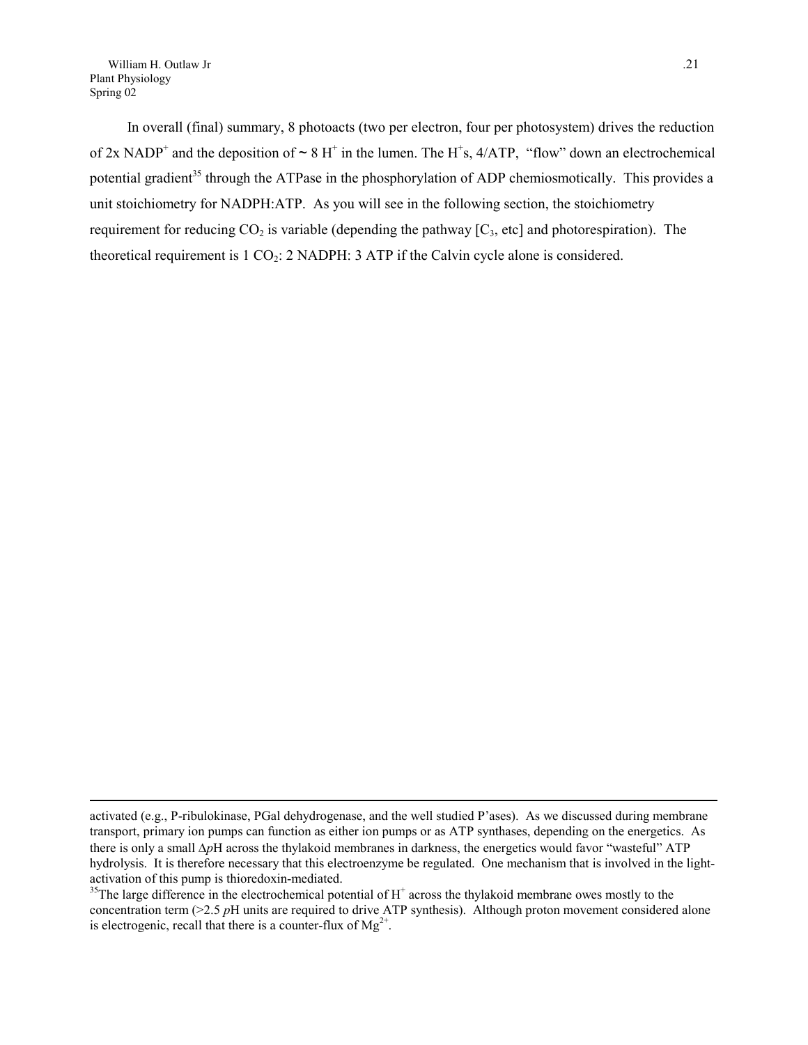In overall (final) summary, 8 photoacts (two per electron, four per photosystem) drives the reduction of 2x $NADP^+$ and the deposition of ~ 8 $H^+$ in the lumen. The $H^+$s, 4/ATP, "flow" down an electrochemical potential gradient[35] through the ATPase in the phosphorylation of ADP chemiosmotically. This provides a unit stoichiometry for NADPH:ATP. As you will see in the following section, the stoichiometry requirement for reducing $CO_2$ is variable (depending the pathway [$C_3$, etc] and photorespiration). The theoretical requirement is 1 $CO_2$: 2 NADPH: 3 ATP if the Calvin cycle alone is considered.

---

activated (e.g., P-ribulokinase, PGal dehydrogenase, and the well studied P'ases). As we discussed during membrane transport, primary ion pumps can function as either ion pumps or as ATP synthases, depending on the energetics. As there is only a small $\Delta p$H across the thylakoid membranes in darkness, the energetics would favor "wasteful" ATP hydrolysis. It is therefore necessary that this electroenzyme be regulated. One mechanism that is involved in the light-activation of this pump is thioredoxin-mediated.

[35]The large difference in the electrochemical potential of $H^+$ across the thylakoid membrane owes mostly to the concentration term (>2.5 *p*H units are required to drive ATP synthesis). Although proton movement considered alone is electrogenic, recall that there is a counter-flux of $Mg^{2+}$.